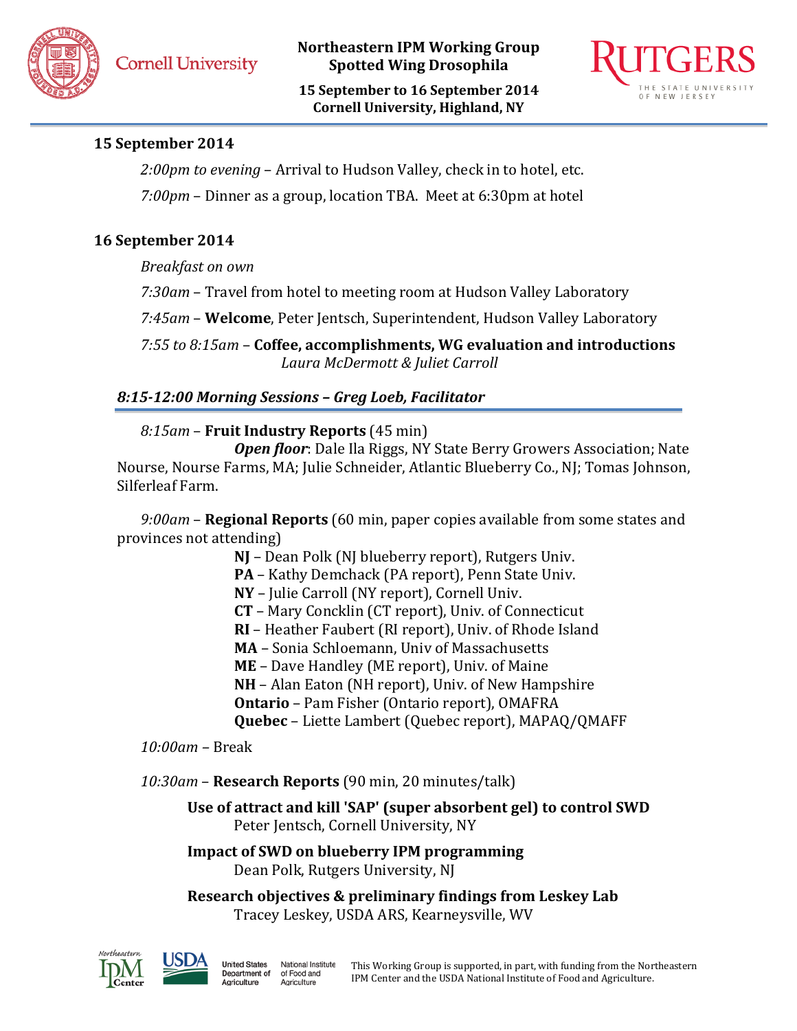# Northeastern IPM Working Group
# Spotted Wing Drosophila

**15 September to 16 September 2014**
**Cornell University, Highland, NY**

## 15 September 2014

*2:00pm to evening* – Arrival to Hudson Valley, check in to hotel, etc.

*7:00pm* – Dinner as a group, location TBA. Meet at 6:30pm at hotel

## 16 September 2014

*Breakfast on own*

*7:30am* – Travel from hotel to meeting room at Hudson Valley Laboratory

*7:45am* – **Welcome**, Peter Jentsch, Superintendent, Hudson Valley Laboratory

*7:55 to 8:15am* – **Coffee, accomplishments, WG evaluation and introductions**
*Laura McDermott & Juliet Carroll*

### *8:15-12:00 Morning Sessions – Greg Loeb, Facilitator*

*8:15am* – **Fruit Industry Reports** (45 min)

***Open floor***: Dale Ila Riggs, NY State Berry Growers Association; Nate Nourse, Nourse Farms, MA; Julie Schneider, Atlantic Blueberry Co., NJ; Tomas Johnson, Silferleaf Farm.

*9:00am* – **Regional Reports** (60 min, paper copies available from some states and provinces not attending)

- **NJ** – Dean Polk (NJ blueberry report), Rutgers Univ.
- **PA** – Kathy Demchack (PA report), Penn State Univ.
- **NY** – Julie Carroll (NY report), Cornell Univ.
- **CT** – Mary Concklin (CT report), Univ. of Connecticut
- **RI** – Heather Faubert (RI report), Univ. of Rhode Island
- **MA** – Sonia Schloemann, Univ of Massachusetts
- **ME** – Dave Handley (ME report), Univ. of Maine
- **NH** – Alan Eaton (NH report), Univ. of New Hampshire
- **Ontario** – Pam Fisher (Ontario report), OMAFRA
- **Quebec** – Liette Lambert (Quebec report), MAPAQ/QMAFF

*10:00am* – Break

*10:30am* – **Research Reports** (90 min, 20 minutes/talk)

**Use of attract and kill 'SAP' (super absorbent gel) to control SWD**
Peter Jentsch, Cornell University, NY

**Impact of SWD on blueberry IPM programming**
Dean Polk, Rutgers University, NJ

**Research objectives & preliminary findings from Leskey Lab**
Tracey Leskey, USDA ARS, Kearneysville, WV

This Working Group is supported, in part, with funding from the Northeastern IPM Center and the USDA National Institute of Food and Agriculture.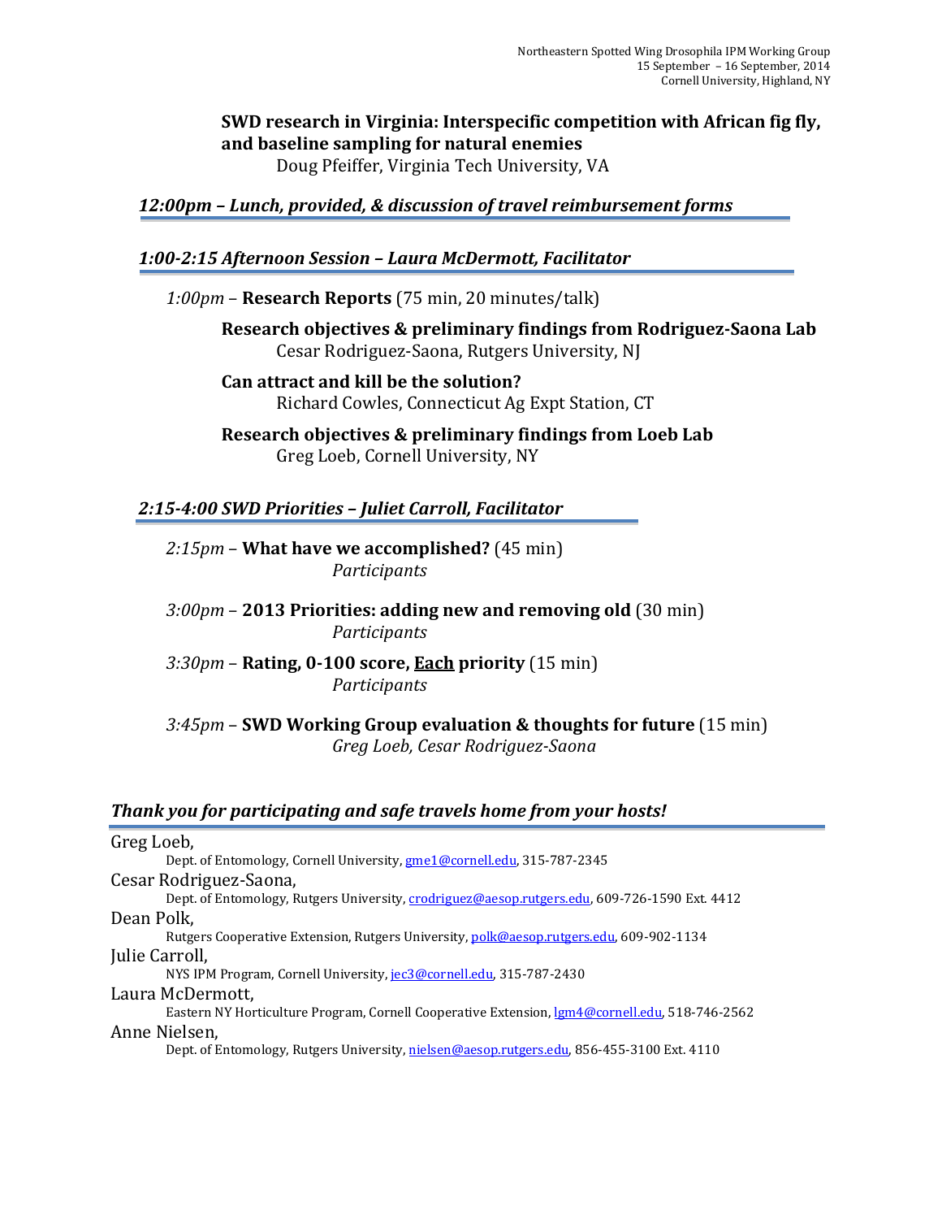**SWD research in Virginia: Interspecific competition with African fig fly, and baseline sampling for natural enemies**
Doug Pfeiffer, Virginia Tech University, VA

## *12:00pm – Lunch, provided, & discussion of travel reimbursement forms*

## *1:00-2:15 Afternoon Session – Laura McDermott, Facilitator*

*1:00pm* – **Research Reports** (75 min, 20 minutes/talk)

**Research objectives & preliminary findings from Rodriguez-Saona Lab**
Cesar Rodriguez-Saona, Rutgers University, NJ

**Can attract and kill be the solution?**
Richard Cowles, Connecticut Ag Expt Station, CT

**Research objectives & preliminary findings from Loeb Lab**
Greg Loeb, Cornell University, NY

## *2:15-4:00 SWD Priorities – Juliet Carroll, Facilitator*

*2:15pm* – **What have we accomplished?** (45 min)
*Participants*

*3:00pm* – **2013 Priorities: adding new and removing old** (30 min)
*Participants*

*3:30pm* – **Rating, 0-100 score, <u>Each</u> priority** (15 min)
*Participants*

*3:45pm* – **SWD Working Group evaluation & thoughts for future** (15 min)
*Greg Loeb, Cesar Rodriguez-Saona*

## *Thank you for participating and safe travels home from your hosts!*

Greg Loeb,
Dept. of Entomology, Cornell University, gme1@cornell.edu, 315-787-2345

Cesar Rodriguez-Saona,
Dept. of Entomology, Rutgers University, crodriguez@aesop.rutgers.edu, 609-726-1590 Ext. 4412

Dean Polk,
Rutgers Cooperative Extension, Rutgers University, polk@aesop.rutgers.edu, 609-902-1134

Julie Carroll,
NYS IPM Program, Cornell University, jec3@cornell.edu, 315-787-2430

Laura McDermott,
Eastern NY Horticulture Program, Cornell Cooperative Extension, lgm4@cornell.edu, 518-746-2562

Anne Nielsen,
Dept. of Entomology, Rutgers University, nielsen@aesop.rutgers.edu, 856-455-3100 Ext. 4110